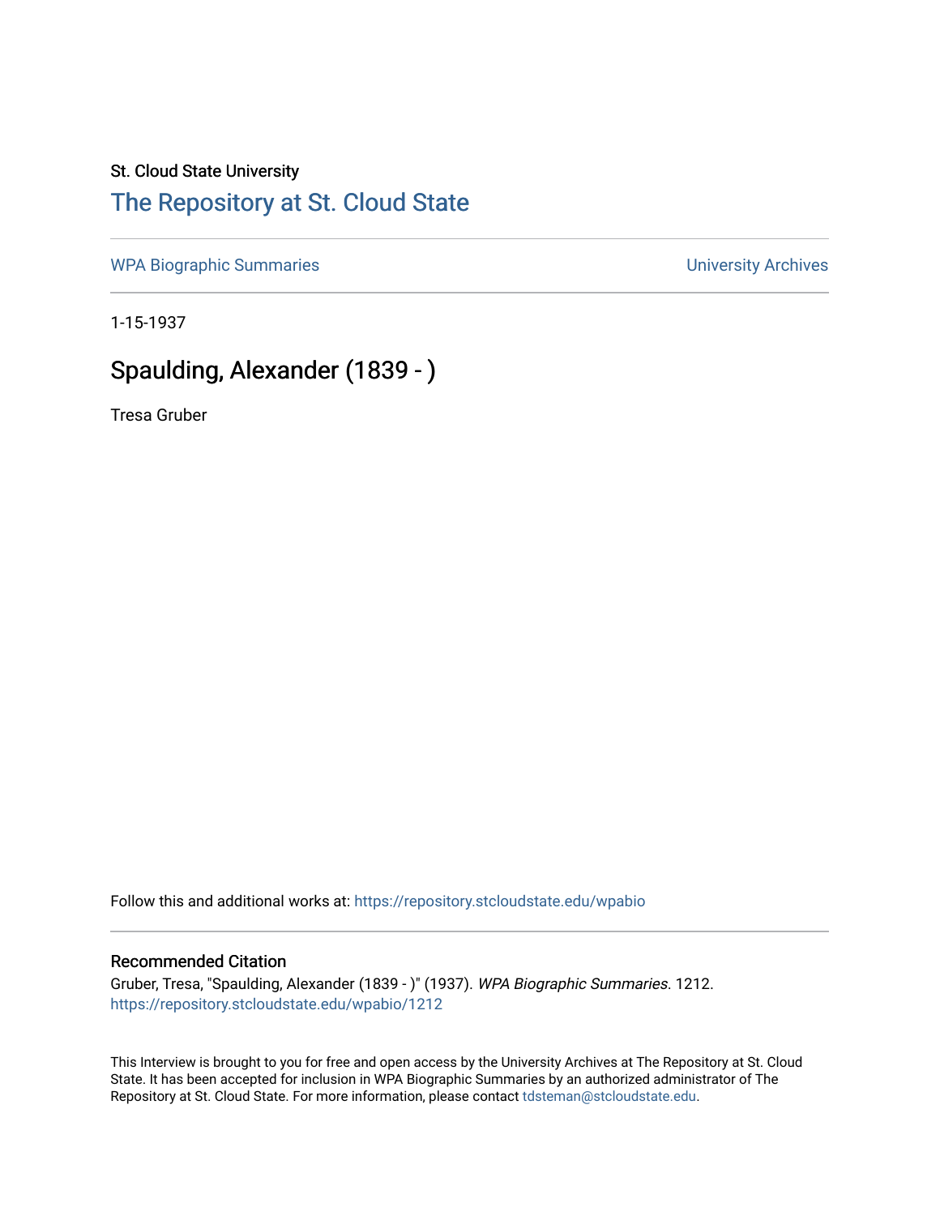St. Cloud State University

# The Repository at St. Cloud State

WPA Biographic Summaries

University Archives

1-15-1937

## Spaulding, Alexander (1839 - )

Tresa Gruber

Follow this and additional works at: https://repository.stcloudstate.edu/wpabio

### Recommended Citation

Gruber, Tresa, "Spaulding, Alexander (1839 - )" (1937). *WPA Biographic Summaries*. 1212.
https://repository.stcloudstate.edu/wpabio/1212

This Interview is brought to you for free and open access by the University Archives at The Repository at St. Cloud State. It has been accepted for inclusion in WPA Biographic Summaries by an authorized administrator of The Repository at St. Cloud State. For more information, please contact tdsteman@stcloudstate.edu.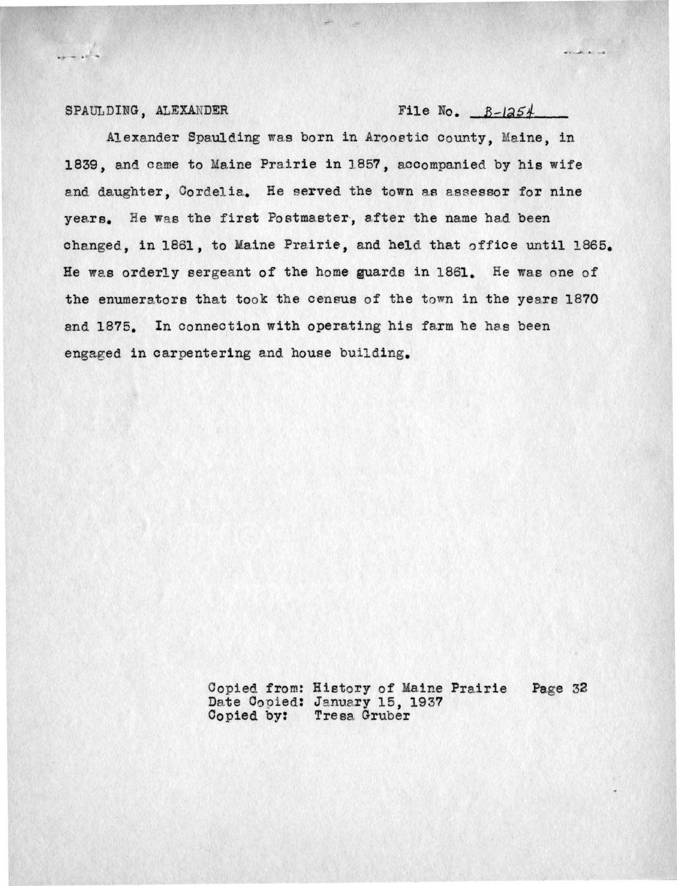SPAULDING, ALEXANDER File No. B-1254

Alexander Spaulding was born in Aroostic county, Maine, in 1839, and came to Maine Prairie in 1857, accompanied by his wife and daughter, Cordelia. He served the town as assessor for nine years. He was the first Postmaster, after the name had been changed, in 1861, to Maine Prairie, and held that office until 1865. He was orderly sergeant of the home guards in 1861. He was one of the enumerators that took the census of the town in the years 1870 and 1875. In connection with operating his farm he has been engaged in carpentering and house building.

Copied from: History of Maine Prairie Page 32
Date Copied: January 15, 1937
Copied by: Tresa Gruber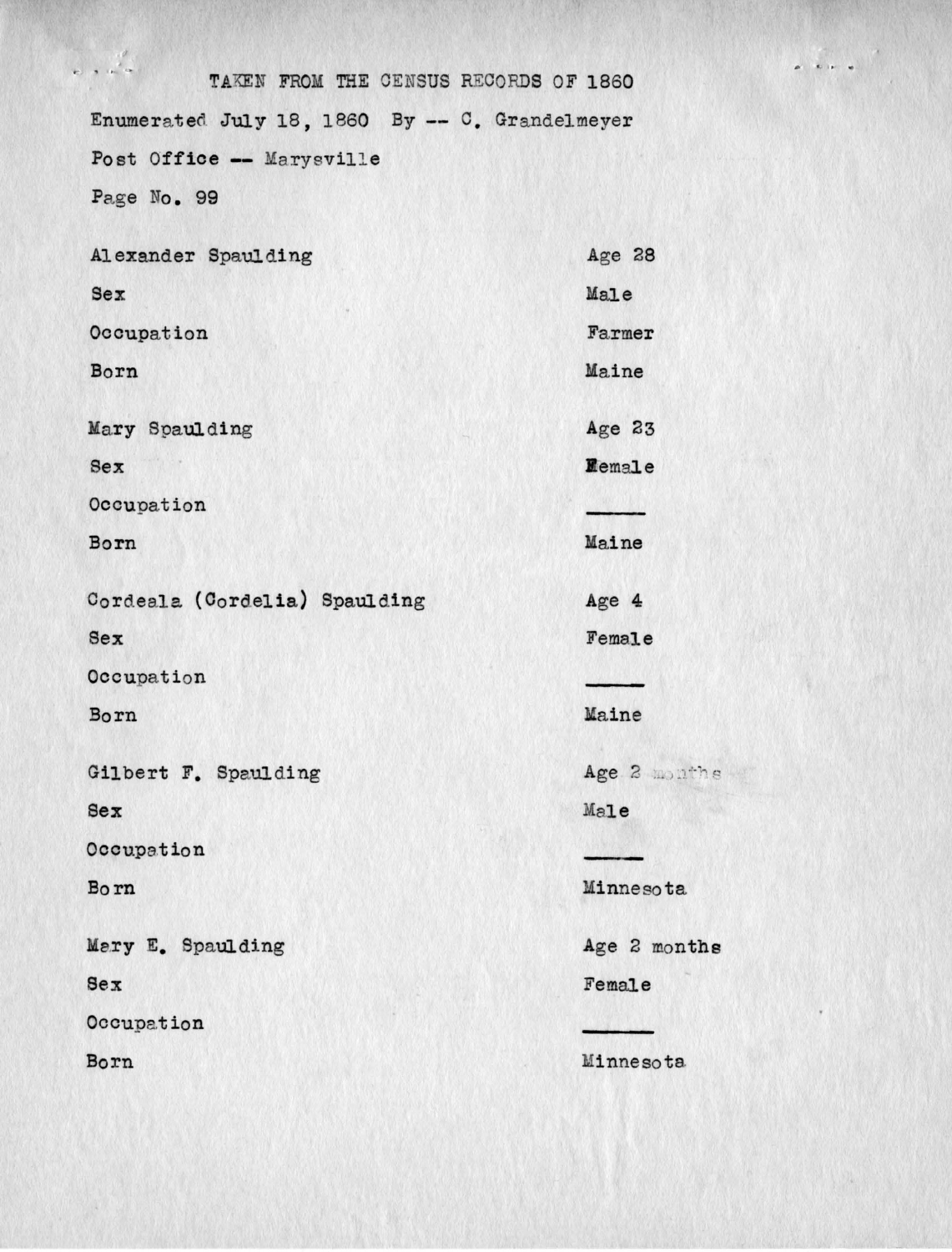TAKEN FROM THE CENSUS RECORDS OF 1860

Enumerated July 18, 1860 By -- C. Grandelmeyer

Post Office -- Marysville

Page No. 99

| | |
|---|---|
| Alexander Spaulding | Age 28 |
| Sex | Male |
| Occupation | Farmer |
| Born | Maine |
| | |
| Mary Spaulding | Age 23 |
| Sex | Female |
| Occupation | ——— |
| Born | Maine |
| | |
| Cordeala (Cordelia) Spaulding | Age 4 |
| Sex | Female |
| Occupation | ——— |
| Born | Maine |
| | |
| Gilbert F. Spaulding | Age 2 months |
| Sex | Male |
| Occupation | ——— |
| Born | Minnesota |
| | |
| Mary E. Spaulding | Age 2 months |
| Sex | Female |
| Occupation | ——— |
| Born | Minnesota |